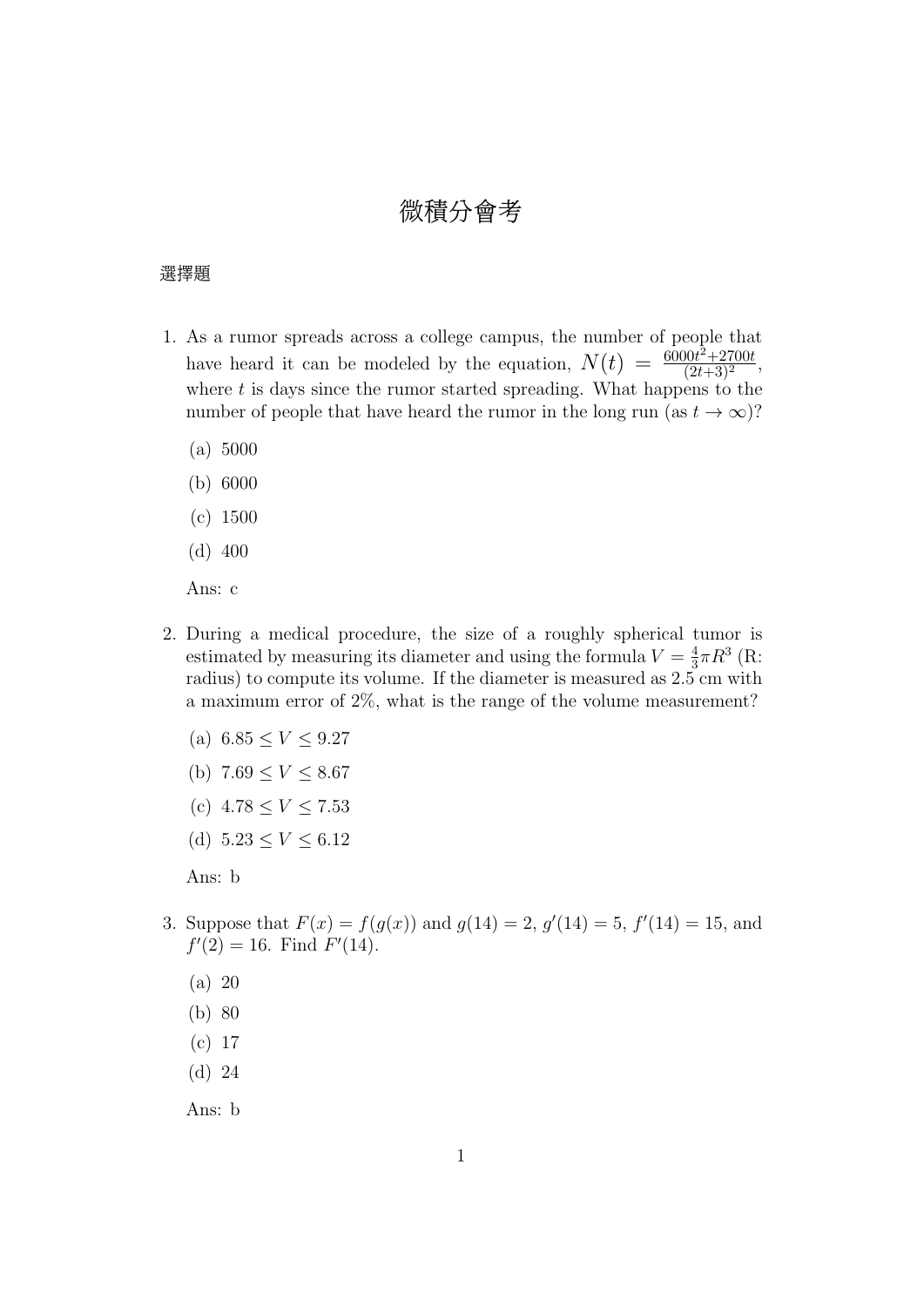# 微積分會考

選擇題

1. As a rumor spreads across a college campus, the number of people that have heard it can be modeled by the equation, $N(t) = \frac{6000t^2+2700t}{(2t+3)^2}$, where $t$ is days since the rumor started spreading. What happens to the number of people that have heard the rumor in the long run (as $t \to \infty$)?

   (a) 5000

   (b) 6000

   (c) 1500

   (d) 400

   Ans: c

2. During a medical procedure, the size of a roughly spherical tumor is estimated by measuring its diameter and using the formula $V = \frac{4}{3}\pi R^3$ (R: radius) to compute its volume. If the diameter is measured as 2.5 cm with a maximum error of 2%, what is the range of the volume measurement?

   (a) $6.85 \leq V \leq 9.27$

   (b) $7.69 \leq V \leq 8.67$

   (c) $4.78 \leq V \leq 7.53$

   (d) $5.23 \leq V \leq 6.12$

   Ans: b

3. Suppose that $F(x) = f(g(x))$ and $g(14) = 2$, $g'(14) = 5$, $f'(14) = 15$, and $f'(2) = 16$. Find $F'(14)$.

   (a) 20

   (b) 80

   (c) 17

   (d) 24

   Ans: b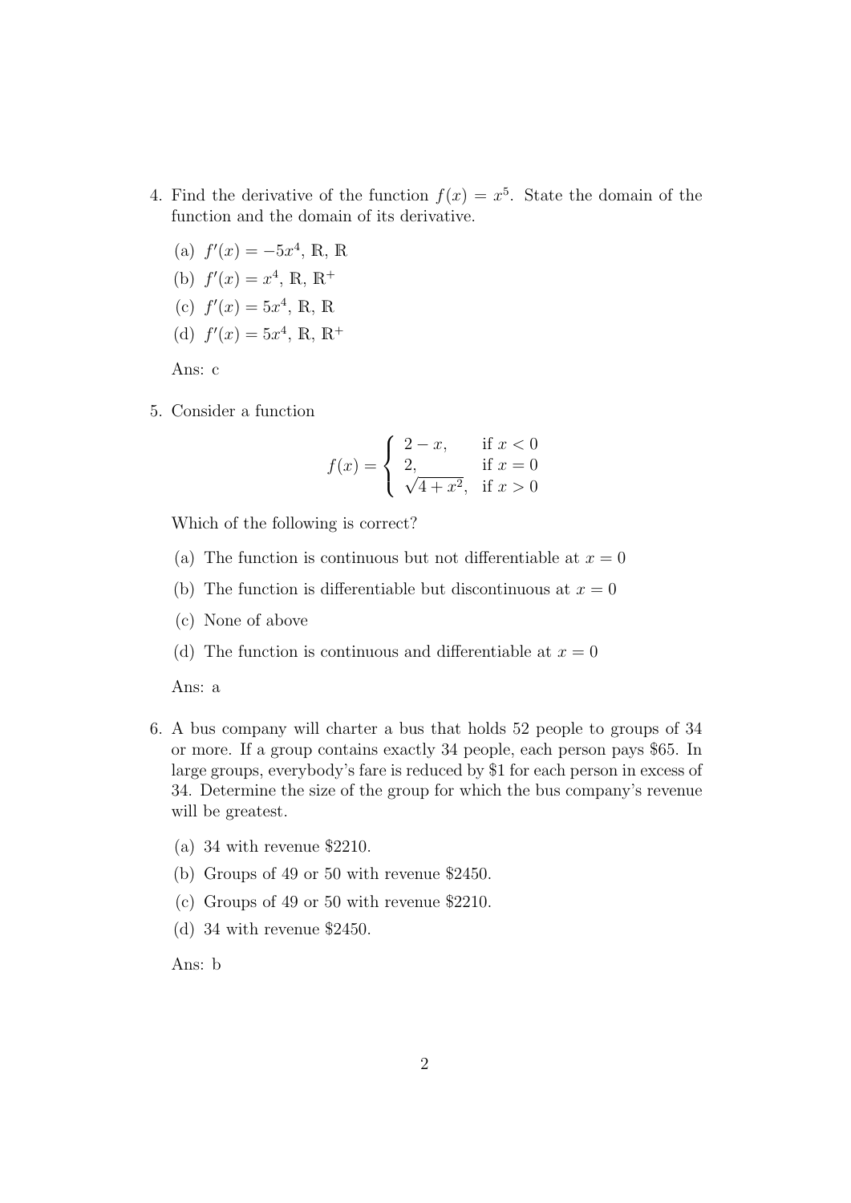4. Find the derivative of the function $f(x) = x^5$. State the domain of the function and the domain of its derivative.

   (a) $f'(x) = -5x^4$, $\mathbb{R}$, $\mathbb{R}$

   (b) $f'(x) = x^4$, $\mathbb{R}$, $\mathbb{R}^+$

   (c) $f'(x) = 5x^4$, $\mathbb{R}$, $\mathbb{R}$

   (d) $f'(x) = 5x^4$, $\mathbb{R}$, $\mathbb{R}^+$

   Ans: c

5. Consider a function

$$f(x) = \begin{cases} 2 - x, & \text{if } x < 0 \\ 2, & \text{if } x = 0 \\ \sqrt{4 + x^2}, & \text{if } x > 0 \end{cases}$$

   Which of the following is correct?

   (a) The function is continuous but not differentiable at $x = 0$

   (b) The function is differentiable but discontinuous at $x = 0$

   (c) None of above

   (d) The function is continuous and differentiable at $x = 0$

   Ans: a

6. A bus company will charter a bus that holds 52 people to groups of 34 or more. If a group contains exactly 34 people, each person pays \$65. In large groups, everybody's fare is reduced by \$1 for each person in excess of 34. Determine the size of the group for which the bus company's revenue will be greatest.

   (a) 34 with revenue \$2210.

   (b) Groups of 49 or 50 with revenue \$2450.

   (c) Groups of 49 or 50 with revenue \$2210.

   (d) 34 with revenue \$2450.

   Ans: b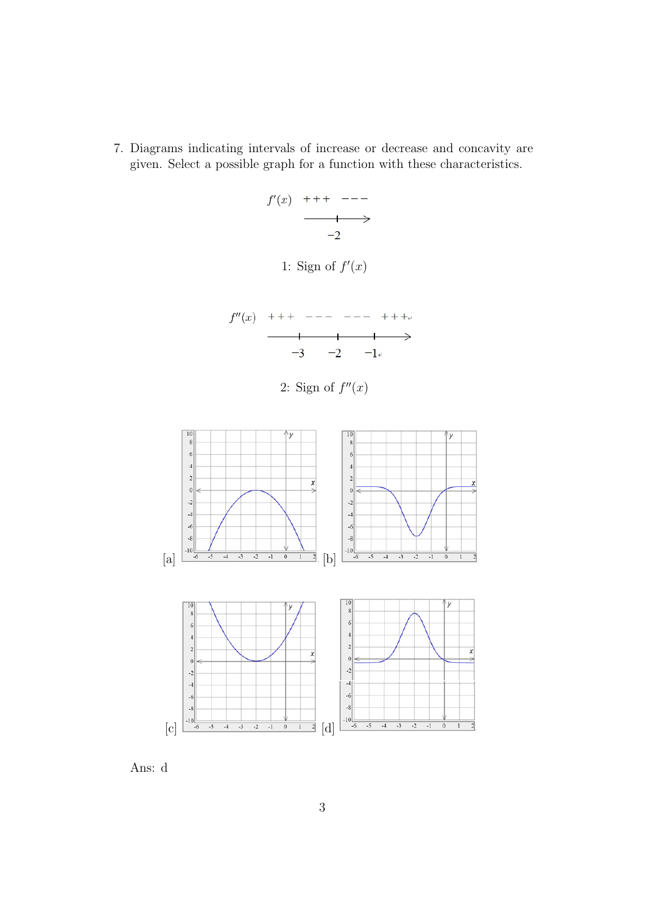7. Diagrams indicating intervals of increase or decrease and concavity are given. Select a possible graph for a function with these characteristics.

$f'(x)$ +++ −−−

−2

1: Sign of $f'(x)$

$f''(x)$ +++ −−− −−− +++

−3 −2 −1

2: Sign of $f''(x)$

[a] [b]

[c] [d]

Ans: d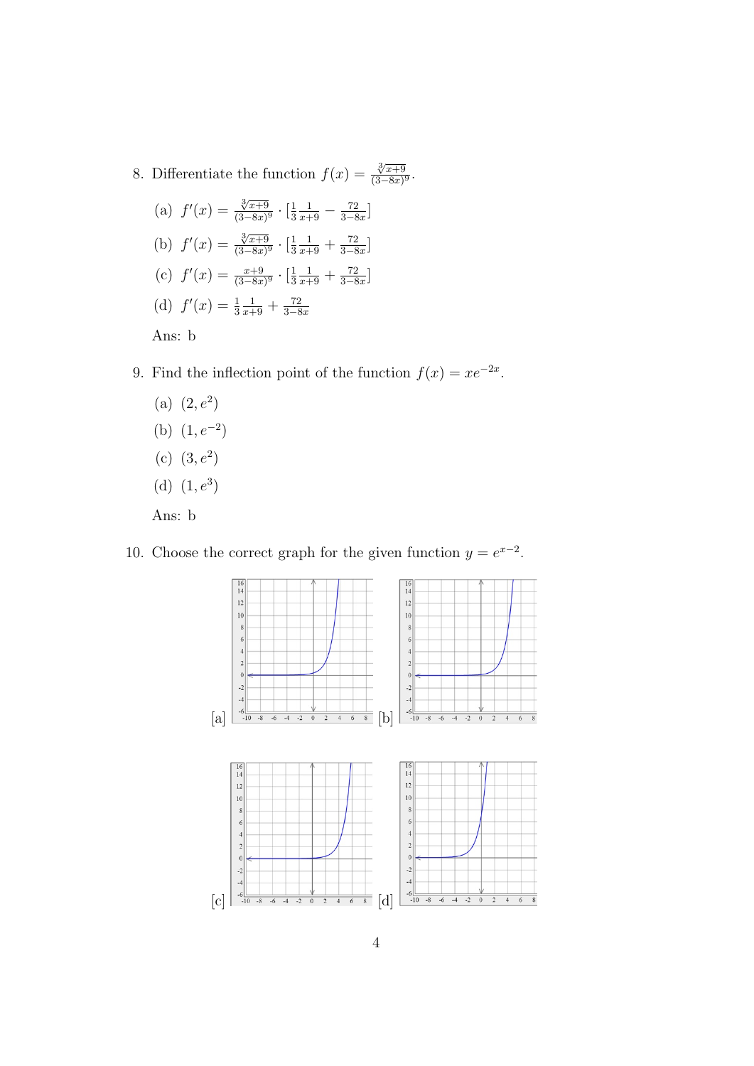8. Differentiate the function $f(x) = \frac{\sqrt[3]{x+9}}{(3-8x)^9}$.

   (a) $f'(x) = \frac{\sqrt[3]{x+9}}{(3-8x)^9} \cdot [\frac{1}{3}\frac{1}{x+9} - \frac{72}{3-8x}]$

   (b) $f'(x) = \frac{\sqrt[3]{x+9}}{(3-8x)^9} \cdot [\frac{1}{3}\frac{1}{x+9} + \frac{72}{3-8x}]$

   (c) $f'(x) = \frac{x+9}{(3-8x)^9} \cdot [\frac{1}{3}\frac{1}{x+9} + \frac{72}{3-8x}]$

   (d) $f'(x) = \frac{1}{3}\frac{1}{x+9} + \frac{72}{3-8x}$

   Ans: b

9. Find the inflection point of the function $f(x) = xe^{-2x}$.

   (a) $(2, e^2)$

   (b) $(1, e^{-2})$

   (c) $(3, e^2)$

   (d) $(1, e^3)$

   Ans: b

10. Choose the correct graph for the given function $y = e^{x-2}$.

[a] [b]

[c] [d]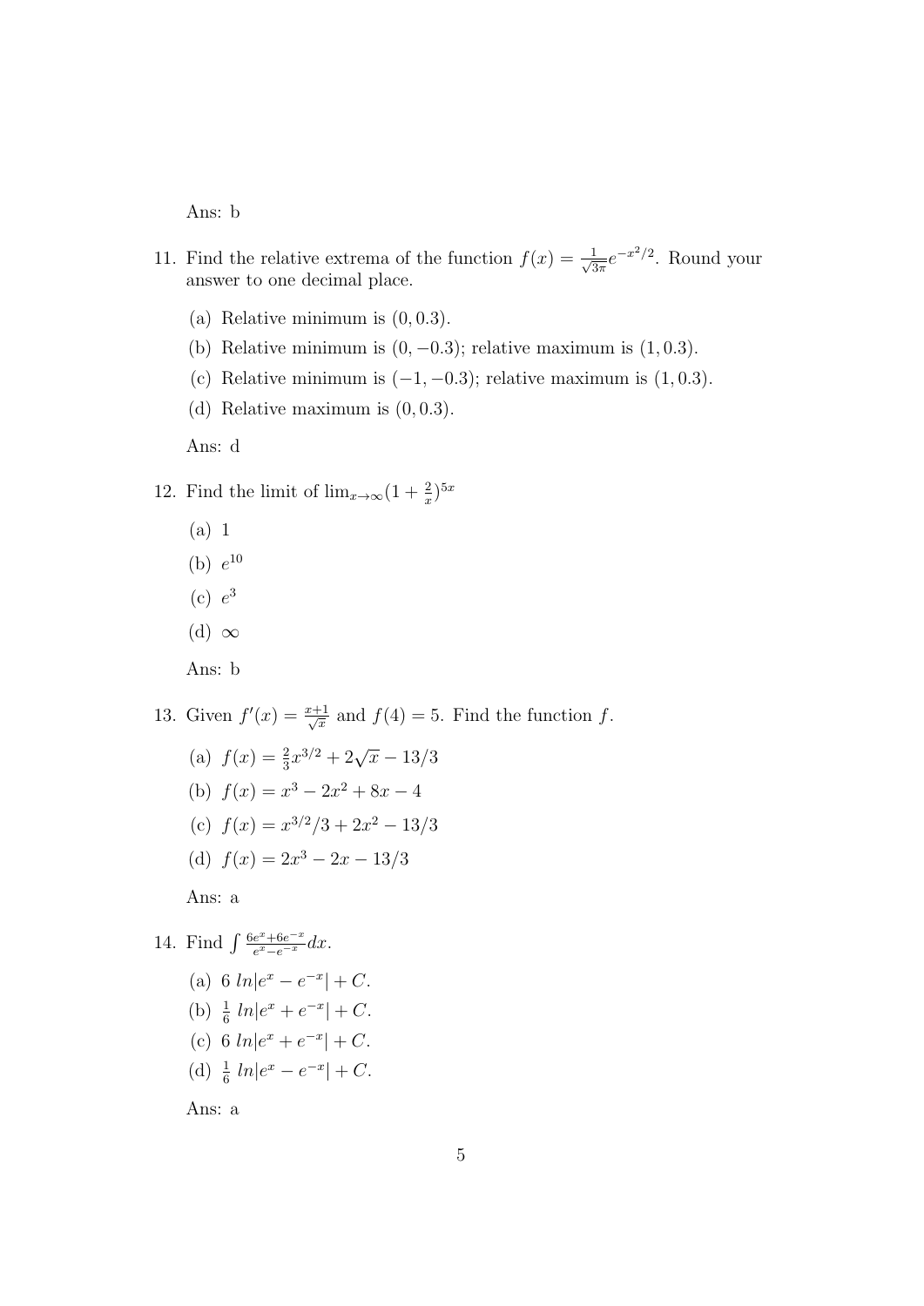Ans: b

11. Find the relative extrema of the function $f(x) = \frac{1}{\sqrt{3\pi}}e^{-x^2/2}$. Round your answer to one decimal place.

    (a) Relative minimum is $(0, 0.3)$.

    (b) Relative minimum is $(0, -0.3)$; relative maximum is $(1, 0.3)$.

    (c) Relative minimum is $(-1, -0.3)$; relative maximum is $(1, 0.3)$.

    (d) Relative maximum is $(0, 0.3)$.

    Ans: d

12. Find the limit of $\lim_{x\to\infty}(1 + \frac{2}{x})^{5x}$

    (a) 1

    (b) $e^{10}$

    (c) $e^3$

    (d) $\infty$

    Ans: b

13. Given $f'(x) = \frac{x+1}{\sqrt{x}}$ and $f(4) = 5$. Find the function $f$.

    (a) $f(x) = \frac{2}{3}x^{3/2} + 2\sqrt{x} - 13/3$

    (b) $f(x) = x^3 - 2x^2 + 8x - 4$

    (c) $f(x) = x^{3/2}/3 + 2x^2 - 13/3$

    (d) $f(x) = 2x^3 - 2x - 13/3$

    Ans: a

14. Find $\int \frac{6e^x + 6e^{-x}}{e^x - e^{-x}} dx$.

    (a) $6\ ln|e^x - e^{-x}| + C$.

    (b) $\frac{1}{6}\ ln|e^x + e^{-x}| + C$.

    (c) $6\ ln|e^x + e^{-x}| + C$.

    (d) $\frac{1}{6}\ ln|e^x - e^{-x}| + C$.

    Ans: a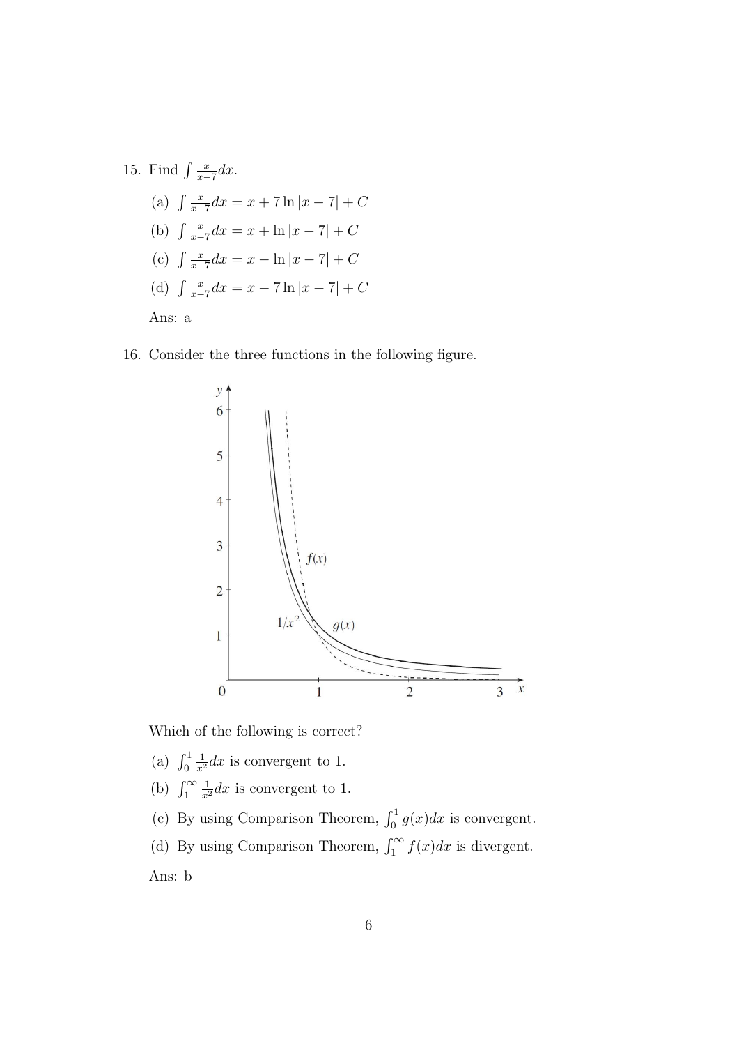15. Find $\int \frac{x}{x-7}dx$.

    (a) $\int \frac{x}{x-7}dx = x + 7\ln|x-7| + C$

    (b) $\int \frac{x}{x-7}dx = x + \ln|x-7| + C$

    (c) $\int \frac{x}{x-7}dx = x - \ln|x-7| + C$

    (d) $\int \frac{x}{x-7}dx = x - 7\ln|x-7| + C$

    Ans: a

16. Consider the three functions in the following figure.

    Which of the following is correct?

    (a) $\int_0^1 \frac{1}{x^2}dx$ is convergent to 1.

    (b) $\int_1^\infty \frac{1}{x^2}dx$ is convergent to 1.

    (c) By using Comparison Theorem, $\int_0^1 g(x)dx$ is convergent.

    (d) By using Comparison Theorem, $\int_1^\infty f(x)dx$ is divergent.

    Ans: b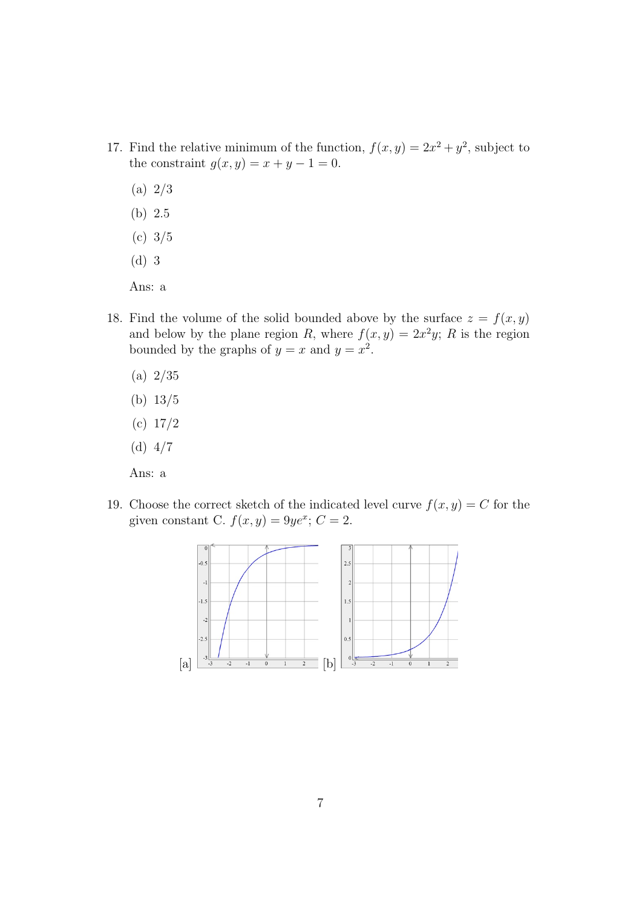17. Find the relative minimum of the function, $f(x, y) = 2x^2 + y^2$, subject to the constraint $g(x, y) = x + y - 1 = 0$.

    (a) 2/3

    (b) 2.5

    (c) 3/5

    (d) 3

    Ans: a

18. Find the volume of the solid bounded above by the surface $z = f(x, y)$ and below by the plane region $R$, where $f(x, y) = 2x^2y$; $R$ is the region bounded by the graphs of $y = x$ and $y = x^2$.

    (a) 2/35

    (b) 13/5

    (c) 17/2

    (d) 4/7

    Ans: a

19. Choose the correct sketch of the indicated level curve $f(x, y) = C$ for the given constant C. $f(x, y) = 9ye^x$; $C = 2$.

    [a] [b]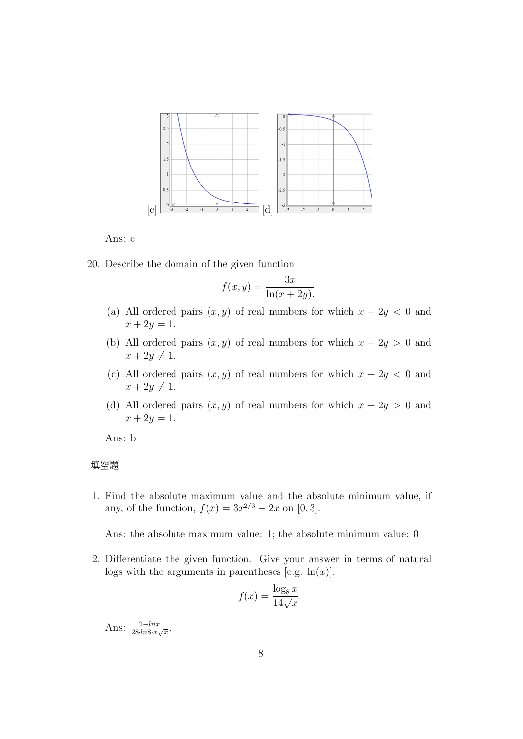[c] [d]

Ans: c

20. Describe the domain of the given function

$$f(x,y) = \frac{3x}{\ln(x+2y).}$$

   (a) All ordered pairs $(x, y)$ of real numbers for which $x + 2y < 0$ and $x + 2y = 1$.

   (b) All ordered pairs $(x, y)$ of real numbers for which $x + 2y > 0$ and $x + 2y \neq 1$.

   (c) All ordered pairs $(x, y)$ of real numbers for which $x + 2y < 0$ and $x + 2y \neq 1$.

   (d) All ordered pairs $(x, y)$ of real numbers for which $x + 2y > 0$ and $x + 2y = 1$.

   Ans: b

## 填空題

1. Find the absolute maximum value and the absolute minimum value, if any, of the function, $f(x) = 3x^{2/3} - 2x$ on $[0, 3]$.

   Ans: the absolute maximum value: 1; the absolute minimum value: 0

2. Differentiate the given function. Give your answer in terms of natural logs with the arguments in parentheses [e.g. $\ln(x)$].

$$f(x) = \frac{\log_8 x}{14\sqrt{x}}$$

   Ans: $\frac{2-lnx}{28 \cdot ln8 \cdot x\sqrt{x}}$.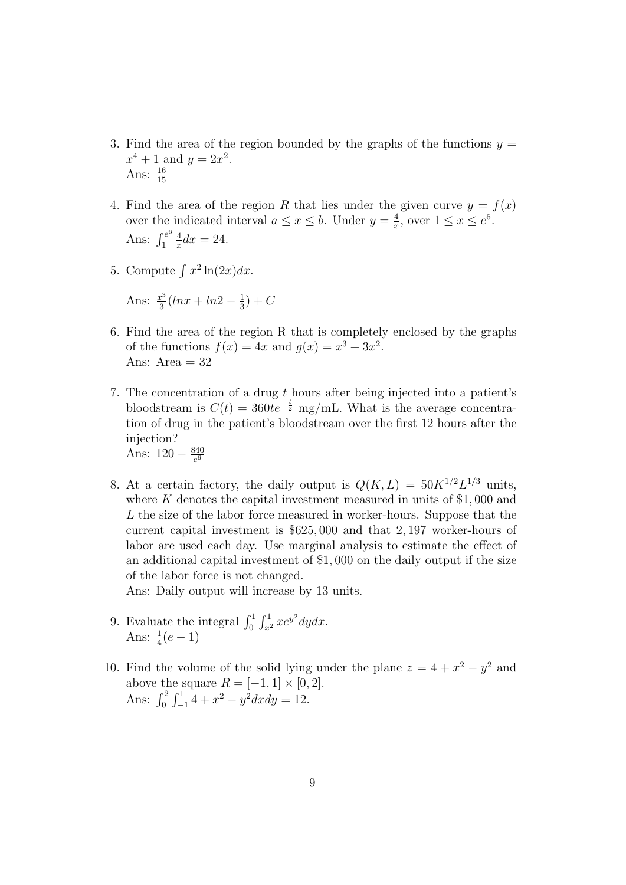3. Find the area of the region bounded by the graphs of the functions $y = x^4 + 1$ and $y = 2x^2$.
   Ans: $\frac{16}{15}$

4. Find the area of the region $R$ that lies under the given curve $y = f(x)$ over the indicated interval $a \leq x \leq b$. Under $y = \frac{4}{x}$, over $1 \leq x \leq e^6$.
   Ans: $\int_1^{e^6} \frac{4}{x} dx = 24$.

5. Compute $\int x^2 \ln(2x) dx$.

   Ans: $\frac{x^3}{3}(lnx + ln2 - \frac{1}{3}) + C$

6. Find the area of the region R that is completely enclosed by the graphs of the functions $f(x) = 4x$ and $g(x) = x^3 + 3x^2$.
   Ans: Area = 32

7. The concentration of a drug $t$ hours after being injected into a patient's bloodstream is $C(t) = 360te^{-\frac{t}{2}}$ mg/mL. What is the average concentration of drug in the patient's bloodstream over the first 12 hours after the injection?
   Ans: $120 - \frac{840}{e^6}$

8. At a certain factory, the daily output is $Q(K, L) = 50K^{1/2}L^{1/3}$ units, where $K$ denotes the capital investment measured in units of \$1,000 and $L$ the size of the labor force measured in worker-hours. Suppose that the current capital investment is \$625,000 and that 2,197 worker-hours of labor are used each day. Use marginal analysis to estimate the effect of an additional capital investment of \$1,000 on the daily output if the size of the labor force is not changed.
   Ans: Daily output will increase by 13 units.

9. Evaluate the integral $\int_0^1 \int_{x^2}^1 xe^{y^2} dydx$.
   Ans: $\frac{1}{4}(e - 1)$

10. Find the volume of the solid lying under the plane $z = 4 + x^2 - y^2$ and above the square $R = [-1, 1] \times [0, 2]$.
    Ans: $\int_0^2 \int_{-1}^1 4 + x^2 - y^2 dxdy = 12$.